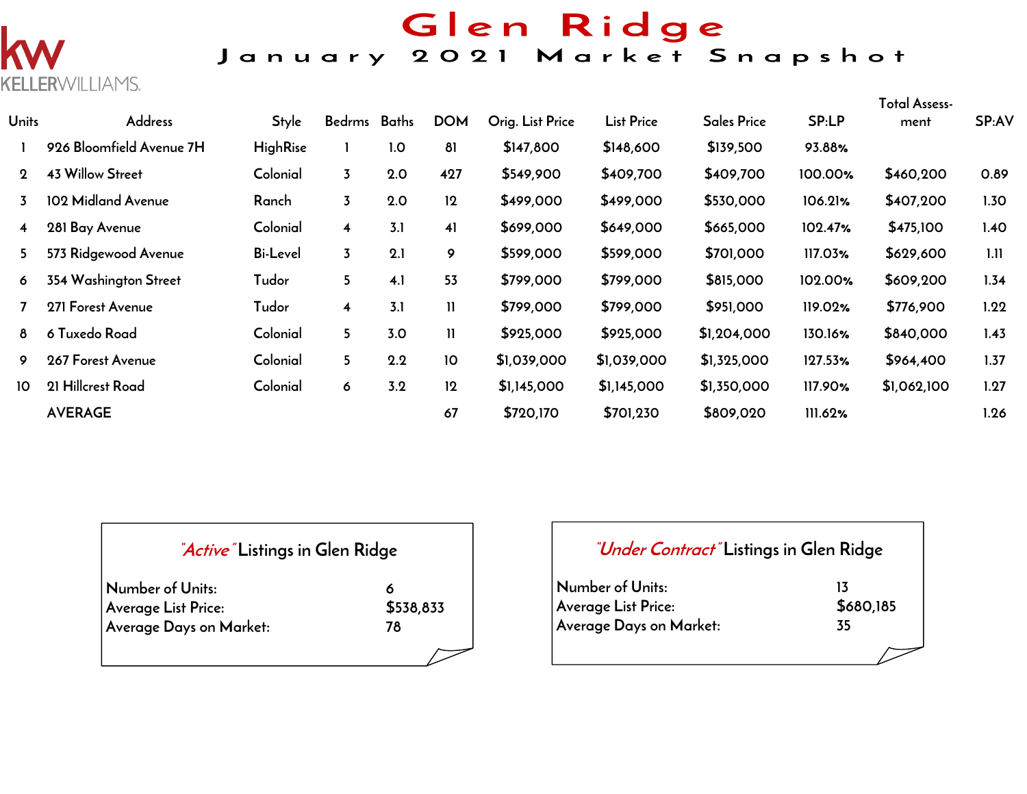KELLERWILLIAMS.

# Glen Ridge

## January 2021 Market Snapshot

| Units | Address | Style | Bedrms | Baths | DOM | Orig. List Price | List Price | Sales Price | SP:LP | Total Assess-ment | SP:AV |
|---|---|---|---|---|---|---|---|---|---|---|---|
| 1 | 926 Bloomfield Avenue 7H | HighRise | 1 | 1.0 | 81 | $147,800 | $148,600 | $139,500 | 93.88% | | |
| 2 | 43 Willow Street | Colonial | 3 | 2.0 | 427 | $549,900 | $409,700 | $409,700 | 100.00% | $460,200 | 0.89 |
| 3 | 102 Midland Avenue | Ranch | 3 | 2.0 | 12 | $499,000 | $499,000 | $530,000 | 106.21% | $407,200 | 1.30 |
| 4 | 281 Bay Avenue | Colonial | 4 | 3.1 | 41 | $699,000 | $649,000 | $665,000 | 102.47% | $475,100 | 1.40 |
| 5 | 573 Ridgewood Avenue | Bi-Level | 3 | 2.1 | 9 | $599,000 | $599,000 | $701,000 | 117.03% | $629,600 | 1.11 |
| 6 | 354 Washington Street | Tudor | 5 | 4.1 | 53 | $799,000 | $799,000 | $815,000 | 102.00% | $609,200 | 1.34 |
| 7 | 271 Forest Avenue | Tudor | 4 | 3.1 | 11 | $799,000 | $799,000 | $951,000 | 119.02% | $776,900 | 1.22 |
| 8 | 6 Tuxedo Road | Colonial | 5 | 3.0 | 11 | $925,000 | $925,000 | $1,204,000 | 130.16% | $840,000 | 1.43 |
| 9 | 267 Forest Avenue | Colonial | 5 | 2.2 | 10 | $1,039,000 | $1,039,000 | $1,325,000 | 127.53% | $964,400 | 1.37 |
| 10 | 21 Hillcrest Road | Colonial | 6 | 3.2 | 12 | $1,145,000 | $1,145,000 | $1,350,000 | 117.90% | $1,062,100 | 1.27 |
| | AVERAGE | | | | 67 | $720,170 | $701,230 | $809,020 | 111.62% | | 1.26 |

### *"Active"* Listings in Glen Ridge

| | |
|---|---|
| Number of Units: | 6 |
| Average List Price: | $538,833 |
| Average Days on Market: | 78 |

### *"Under Contract"* Listings in Glen Ridge

| | |
|---|---|
| Number of Units: | 13 |
| Average List Price: | $680,185 |
| Average Days on Market: | 35 |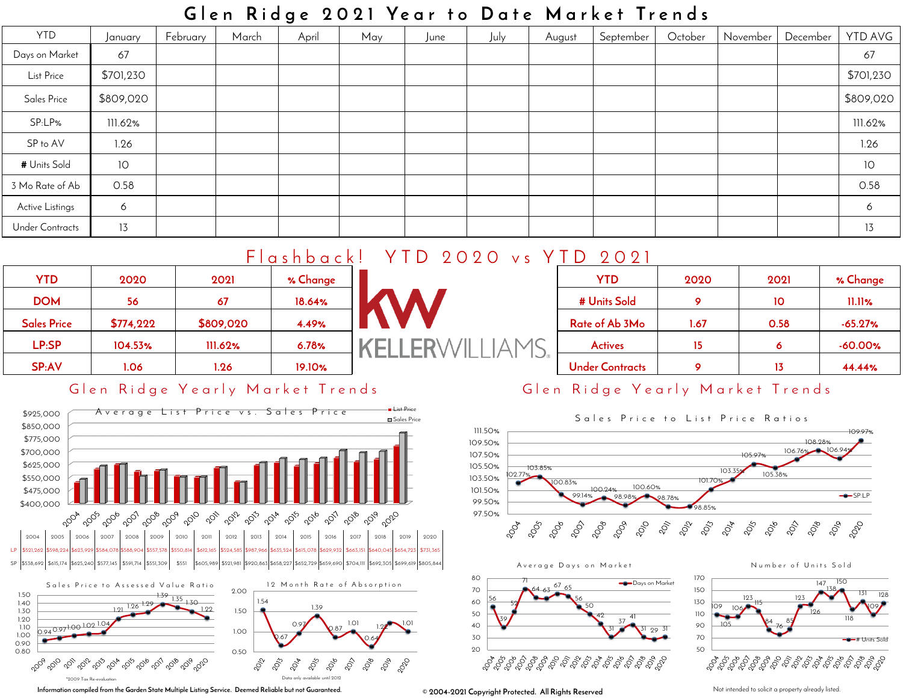# Glen Ridge 2021 Year to Date Market Trends

| YTD | January | February | March | April | May | June | July | August | September | October | November | December | YTD AVG |
|---|---|---|---|---|---|---|---|---|---|---|---|---|---|
| Days on Market | 67 | | | | | | | | | | | | 67 |
| List Price | $701,230 | | | | | | | | | | | | $701,230 |
| Sales Price | $809,020 | | | | | | | | | | | | $809,020 |
| SP:LP% | 111.62% | | | | | | | | | | | | 111.62% |
| SP to AV | 1.26 | | | | | | | | | | | | 1.26 |
| # Units Sold | 10 | | | | | | | | | | | | 10 |
| 3 Mo Rate of Ab | 0.58 | | | | | | | | | | | | 0.58 |
| Active Listings | 6 | | | | | | | | | | | | 6 |
| Under Contracts | 13 | | | | | | | | | | | | 13 |

## Flashback! YTD 2020 vs YTD 2021

| YTD | 2020 | 2021 | % Change |
|---|---|---|---|
| DOM | 56 | 67 | 18.64% |
| Sales Price | $774,222 | $809,020 | 4.49% |
| LP:SP | 104.53% | 111.62% | 6.78% |
| SP:AV | 1.06 | 1.26 | 19.10% |

KELLERWILLIAMS

| YTD | 2020 | 2021 | % Change |
|---|---|---|---|
| # Units Sold | 9 | 10 | 11.11% |
| Rate of Ab 3Mo | 1.67 | 0.58 | -65.27% |
| Actives | 15 | 6 | -60.00% |
| Under Contracts | 9 | 13 | 44.44% |

## Glen Ridge Yearly Market Trends

Average List Price vs. Sales Price

List Price
Sales Price

$925,000
$850,000
$775,000
$700,000
$625,000
$550,000
$475,000
$400,000

| | 2004 | 2005 | 2006 | 2007 | 2008 | 2009 | 2010 | 2011 | 2012 | 2013 | 2014 | 2015 | 2016 | 2017 | 2018 | 2019 | 2020 |
|---|---|---|---|---|---|---|---|---|---|---|---|---|---|---|---|---|---|
| LP | $521,262 | $598,224 | $623,929 | $584,078 | $588,904 | $557,578 | $550,814 | $612,165 | $524,585 | $987,966 | $635,524 | $615,078 | $629,932 | $663,151 | $640,045 | $654,723 | $731,365 |
| SP | $538,692 | $615,174 | $625,240 | $577,145 | $591,714 | $551,309 | $551 | $605,989 | $521,981 | $920,863 | $658,227 | $652,729 | $659,690 | $704,111 | $692,305 | $699,619 | $805,844 |

Sales Price to Assessed Value Ratio

1.50
1.40
1.30
1.20
1.10
1.00
0.90
0.80

2009 2010 2011 2012 2013 2014 2015 2016 2017 2018 2019 2020

0.94 0.97 1.00 1.02 1.04 1.21 1.26 1.29 1.39 1.35 1.30 1.22

*2009 Tax Re-evaluation

12 Month Rate of Absorption

2.00
1.50
1.00
0.50

2012 2013 2014 2015 2016 2017 2018 2019 2020

1.54 0.67 0.97 1.39 0.87 1.01 0.64 1.22 1.01

Data only available until 2012

## Glen Ridge Yearly Market Trends

Sales Price to List Price Ratios

111.50%
109.50%
107.50%
105.50%
103.50%
101.50%
99.50%
97.50%

SP:LP

2004 2005 2006 2007 2008 2009 2010 2011 2012 2013 2014 2015 2016 2017 2018 2019 2020

102.77% 103.85% 100.83% 99.14% 100.24% 98.98% 100.60% 98.78% 98.85% 101.70% 103.35% 105.97% 105.38% 106.76% 108.28% 106.94% 109.97%

Average Days on Market

80
70
60
50
40
30
20

Days on Market

2004 2005 2006 2007 2008 2009 2010 2011 2012 2013 2014 2015 2016 2017 2018 2019 2020

56 39 52 71 64 63 67 65 56 50 42 31 37 41 31 29 31

Number of Units Sold

170
150
130
110
90
70
50

# Units Sold

2004 2005 2006 2007 2008 2009 2010 2011 2012 2013 2014 2015 2016 2017 2018 2019 2020

109 105 106 123 115 84 76 85 123 126 147 138 150 118 131 109 128

Information compiled from the Garden State Multiple Listing Service. Deemed Reliable but not Guaranteed.

© 2004-2021 Copyright Protected. All Rights Reserved

Not intended to solicit a property already listed.